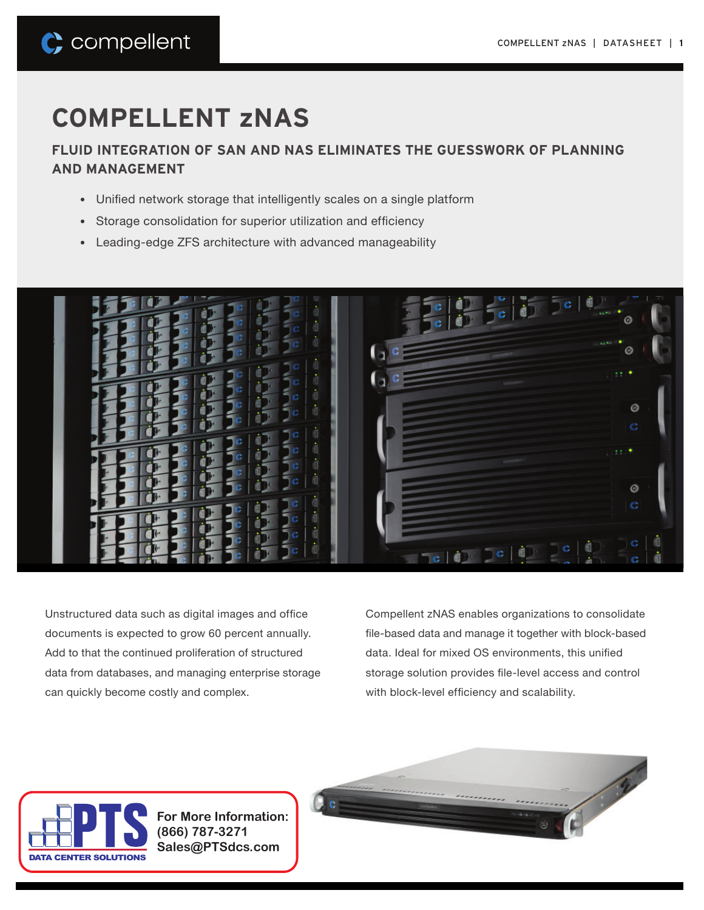# COMPELLENT zNAS

## FLUID INTEGRATION OF SAN AND NAS ELIMINATES THE GUESSWORK OF PLANNING AND MANAGEMENT

- Unified network storage that intelligently scales on a single platform
- Storage consolidation for superior utilization and efficiency
- Leading-edge ZFS architecture with advanced manageability

Unstructured data such as digital images and office documents is expected to grow 60 percent annually. Add to that the continued proliferation of structured data from databases, and managing enterprise storage can quickly become costly and complex.

Compellent zNAS enables organizations to consolidate file-based data and manage it together with block-based data. Ideal for mixed OS environments, this unified storage solution provides file-level access and control with block-level efficiency and scalability.

**For More Information:**
**(866) 787-3271**
**Sales@PTSdcs.com**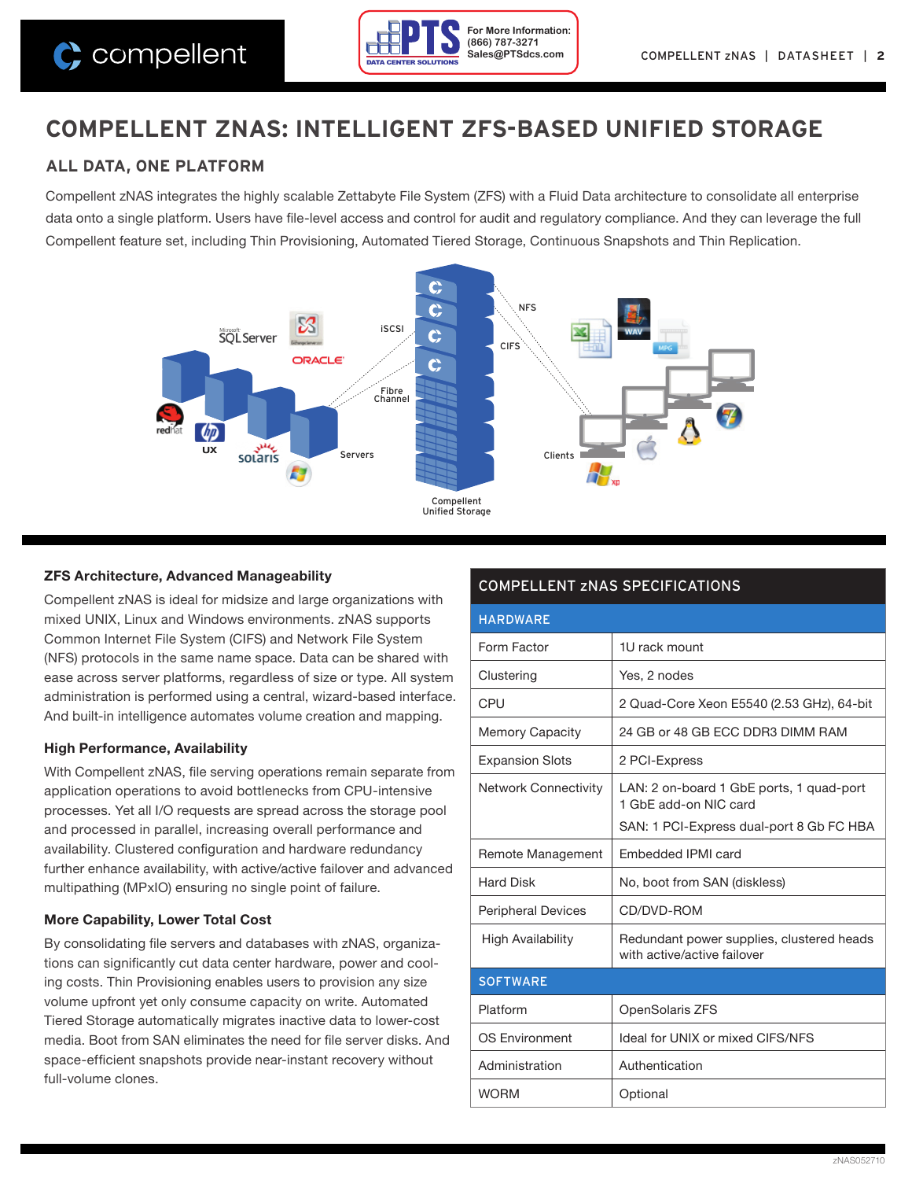# COMPELLENT ZNAS: INTELLIGENT ZFS-BASED UNIFIED STORAGE

## ALL DATA, ONE PLATFORM

Compellent zNAS integrates the highly scalable Zettabyte File System (ZFS) with a Fluid Data architecture to consolidate all enterprise data onto a single platform. Users have file-level access and control for audit and regulatory compliance. And they can leverage the full Compellent feature set, including Thin Provisioning, Automated Tiered Storage, Continuous Snapshots and Thin Replication.

SQL Server
ORACLE
iSCSI
Fibre Channel
Servers
NFS
CIFS
Clients
Compellent Unified Storage

### ZFS Architecture, Advanced Manageability

Compellent zNAS is ideal for midsize and large organizations with mixed UNIX, Linux and Windows environments. zNAS supports Common Internet File System (CIFS) and Network File System (NFS) protocols in the same name space. Data can be shared with ease across server platforms, regardless of size or type. All system administration is performed using a central, wizard-based interface. And built-in intelligence automates volume creation and mapping.

### High Performance, Availability

With Compellent zNAS, file serving operations remain separate from application operations to avoid bottlenecks from CPU-intensive processes. Yet all I/O requests are spread across the storage pool and processed in parallel, increasing overall performance and availability. Clustered configuration and hardware redundancy further enhance availability, with active/active failover and advanced multipathing (MPxIO) ensuring no single point of failure.

### More Capability, Lower Total Cost

By consolidating file servers and databases with zNAS, organizations can significantly cut data center hardware, power and cooling costs. Thin Provisioning enables users to provision any size volume upfront yet only consume capacity on write. Automated Tiered Storage automatically migrates inactive data to lower-cost media. Boot from SAN eliminates the need for file server disks. And space-efficient snapshots provide near-instant recovery without full-volume clones.

## COMPELLENT zNAS SPECIFICATIONS

| | |
|---|---|
| **HARDWARE** | |
| Form Factor | 1U rack mount |
| Clustering | Yes, 2 nodes |
| CPU | 2 Quad-Core Xeon E5540 (2.53 GHz), 64-bit |
| Memory Capacity | 24 GB or 48 GB ECC DDR3 DIMM RAM |
| Expansion Slots | 2 PCI-Express |
| Network Connectivity | LAN: 2 on-board 1 GbE ports, 1 quad-port 1 GbE add-on NIC card<br>SAN: 1 PCI-Express dual-port 8 Gb FC HBA |
| Remote Management | Embedded IPMI card |
| Hard Disk | No, boot from SAN (diskless) |
| Peripheral Devices | CD/DVD-ROM |
| High Availability | Redundant power supplies, clustered heads with active/active failover |
| **SOFTWARE** | |
| Platform | OpenSolaris ZFS |
| OS Environment | Ideal for UNIX or mixed CIFS/NFS |
| Administration | Authentication |
| WORM | Optional |

zNAS052710